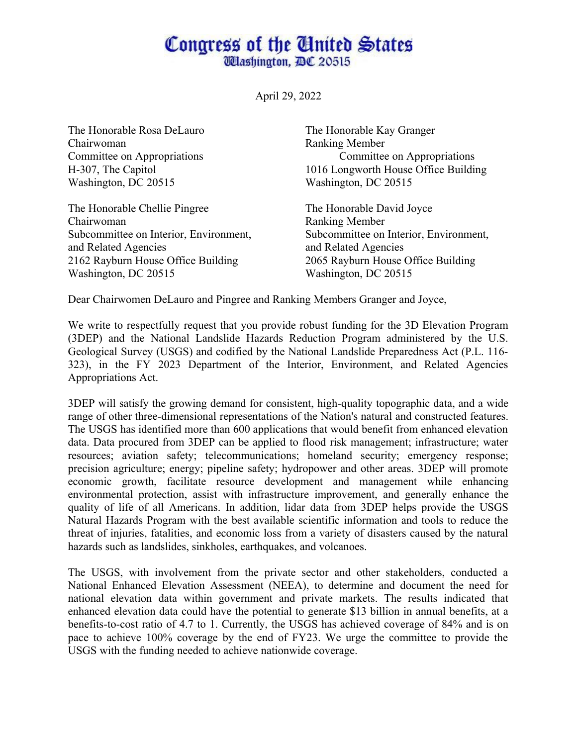# Congress of the United States

Washington, DC 20515

April 29, 2022

The Honorable Rosa DeLauro
Chairwoman
Committee on Appropriations
H-307, The Capitol
Washington, DC 20515

The Honorable Kay Granger
Ranking Member
Committee on Appropriations
1016 Longworth House Office Building
Washington, DC 20515

The Honorable Chellie Pingree
Chairwoman
Subcommittee on Interior, Environment, and Related Agencies
2162 Rayburn House Office Building
Washington, DC 20515

The Honorable David Joyce
Ranking Member
Subcommittee on Interior, Environment, and Related Agencies
2065 Rayburn House Office Building
Washington, DC 20515

Dear Chairwomen DeLauro and Pingree and Ranking Members Granger and Joyce,

We write to respectfully request that you provide robust funding for the 3D Elevation Program (3DEP) and the National Landslide Hazards Reduction Program administered by the U.S. Geological Survey (USGS) and codified by the National Landslide Preparedness Act (P.L. 116-323), in the FY 2023 Department of the Interior, Environment, and Related Agencies Appropriations Act.

3DEP will satisfy the growing demand for consistent, high-quality topographic data, and a wide range of other three-dimensional representations of the Nation's natural and constructed features. The USGS has identified more than 600 applications that would benefit from enhanced elevation data. Data procured from 3DEP can be applied to flood risk management; infrastructure; water resources; aviation safety; telecommunications; homeland security; emergency response; precision agriculture; energy; pipeline safety; hydropower and other areas. 3DEP will promote economic growth, facilitate resource development and management while enhancing environmental protection, assist with infrastructure improvement, and generally enhance the quality of life of all Americans. In addition, lidar data from 3DEP helps provide the USGS Natural Hazards Program with the best available scientific information and tools to reduce the threat of injuries, fatalities, and economic loss from a variety of disasters caused by the natural hazards such as landslides, sinkholes, earthquakes, and volcanoes.

The USGS, with involvement from the private sector and other stakeholders, conducted a National Enhanced Elevation Assessment (NEEA), to determine and document the need for national elevation data within government and private markets. The results indicated that enhanced elevation data could have the potential to generate $13 billion in annual benefits, at a benefits-to-cost ratio of 4.7 to 1. Currently, the USGS has achieved coverage of 84% and is on pace to achieve 100% coverage by the end of FY23. We urge the committee to provide the USGS with the funding needed to achieve nationwide coverage.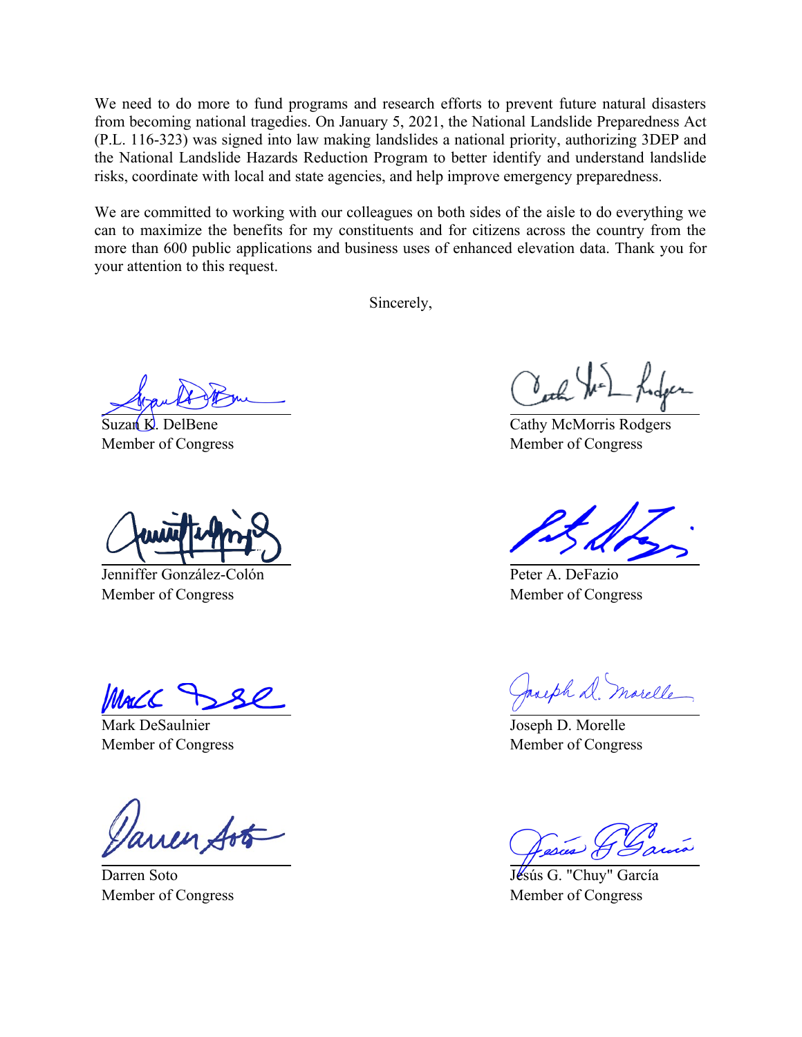We need to do more to fund programs and research efforts to prevent future natural disasters from becoming national tragedies. On January 5, 2021, the National Landslide Preparedness Act (P.L. 116-323) was signed into law making landslides a national priority, authorizing 3DEP and the National Landslide Hazards Reduction Program to better identify and understand landslide risks, coordinate with local and state agencies, and help improve emergency preparedness.

We are committed to working with our colleagues on both sides of the aisle to do everything we can to maximize the benefits for my constituents and for citizens across the country from the more than 600 public applications and business uses of enhanced elevation data. Thank you for your attention to this request.

Sincerely,

Suzan K. DelBene
Member of Congress

Cathy McMorris Rodgers
Member of Congress

Jenniffer González-Colón
Member of Congress

Peter A. DeFazio
Member of Congress

Mark DeSaulnier
Member of Congress

Joseph D. Morelle
Member of Congress

Darren Soto
Member of Congress

Jesús G. "Chuy" García
Member of Congress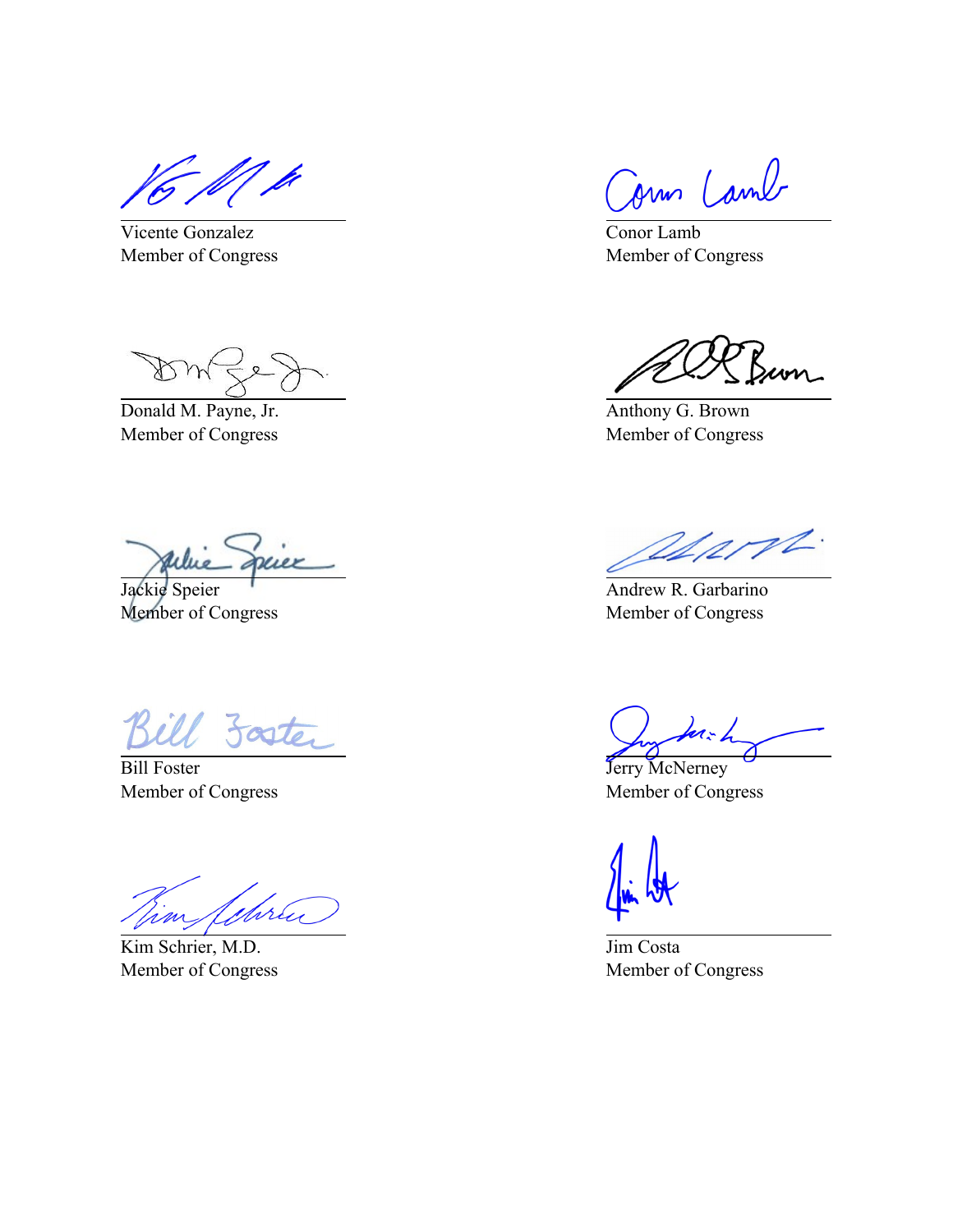Vicente Gonzalez
Member of Congress

Conor Lamb
Member of Congress

Donald M. Payne, Jr.
Member of Congress

Anthony G. Brown
Member of Congress

Jackie Speier
Member of Congress

Andrew R. Garbarino
Member of Congress

Bill Foster
Member of Congress

Jerry McNerney
Member of Congress

Kim Schrier, M.D.
Member of Congress

Jim Costa
Member of Congress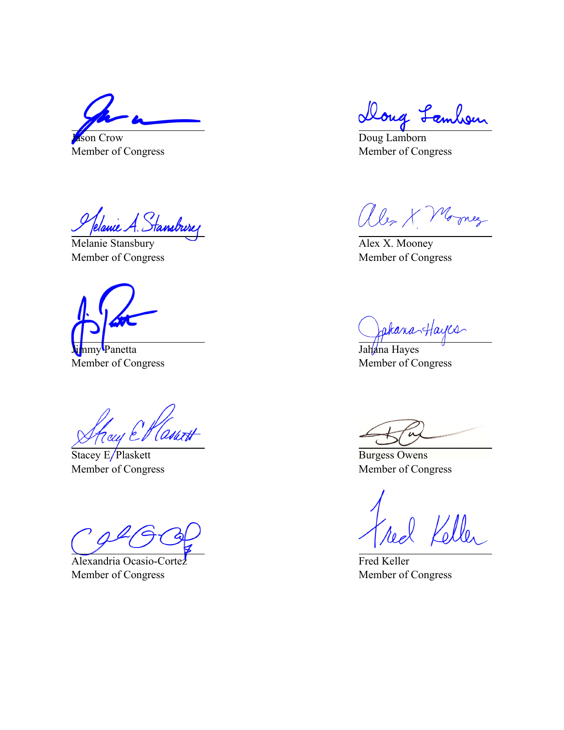Jason Crow
Member of Congress

Doug Lamborn
Member of Congress

Melanie Stansbury
Member of Congress

Alex X. Mooney
Member of Congress

Jimmy Panetta
Member of Congress

Jahana Hayes
Member of Congress

Stacey E. Plaskett
Member of Congress

Burgess Owens
Member of Congress

Alexandria Ocasio-Cortez
Member of Congress

Fred Keller
Member of Congress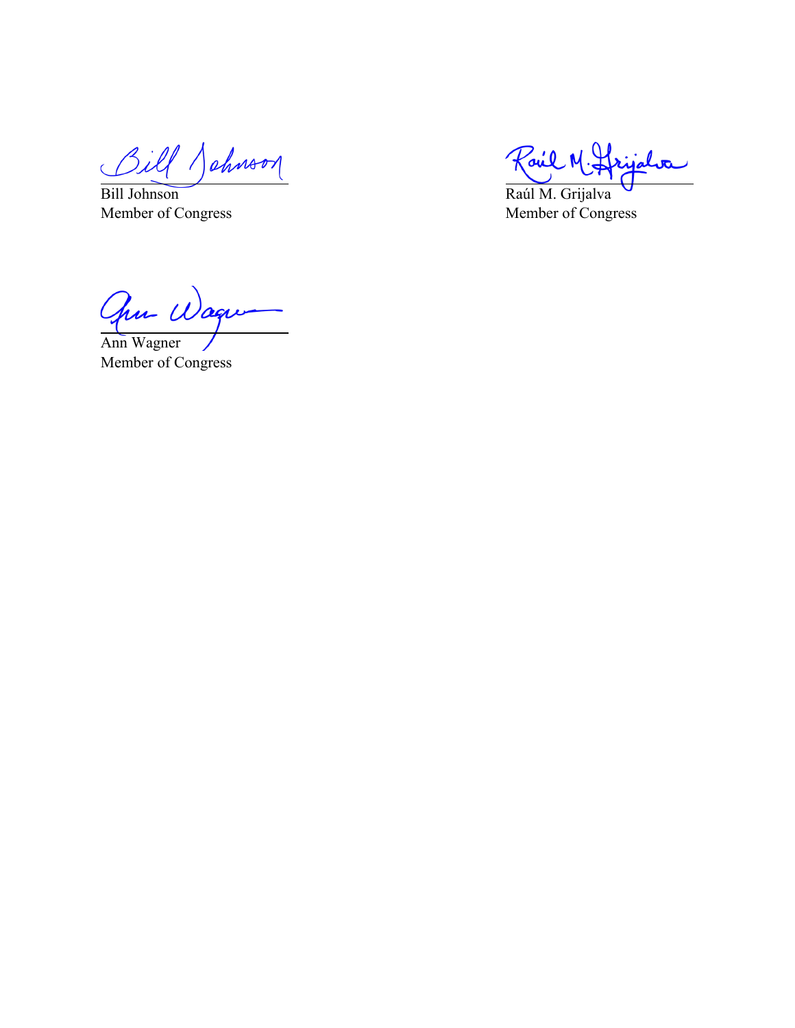Bill Johnson
Member of Congress

Raúl M. Grijalva
Member of Congress

Ann Wagner
Member of Congress